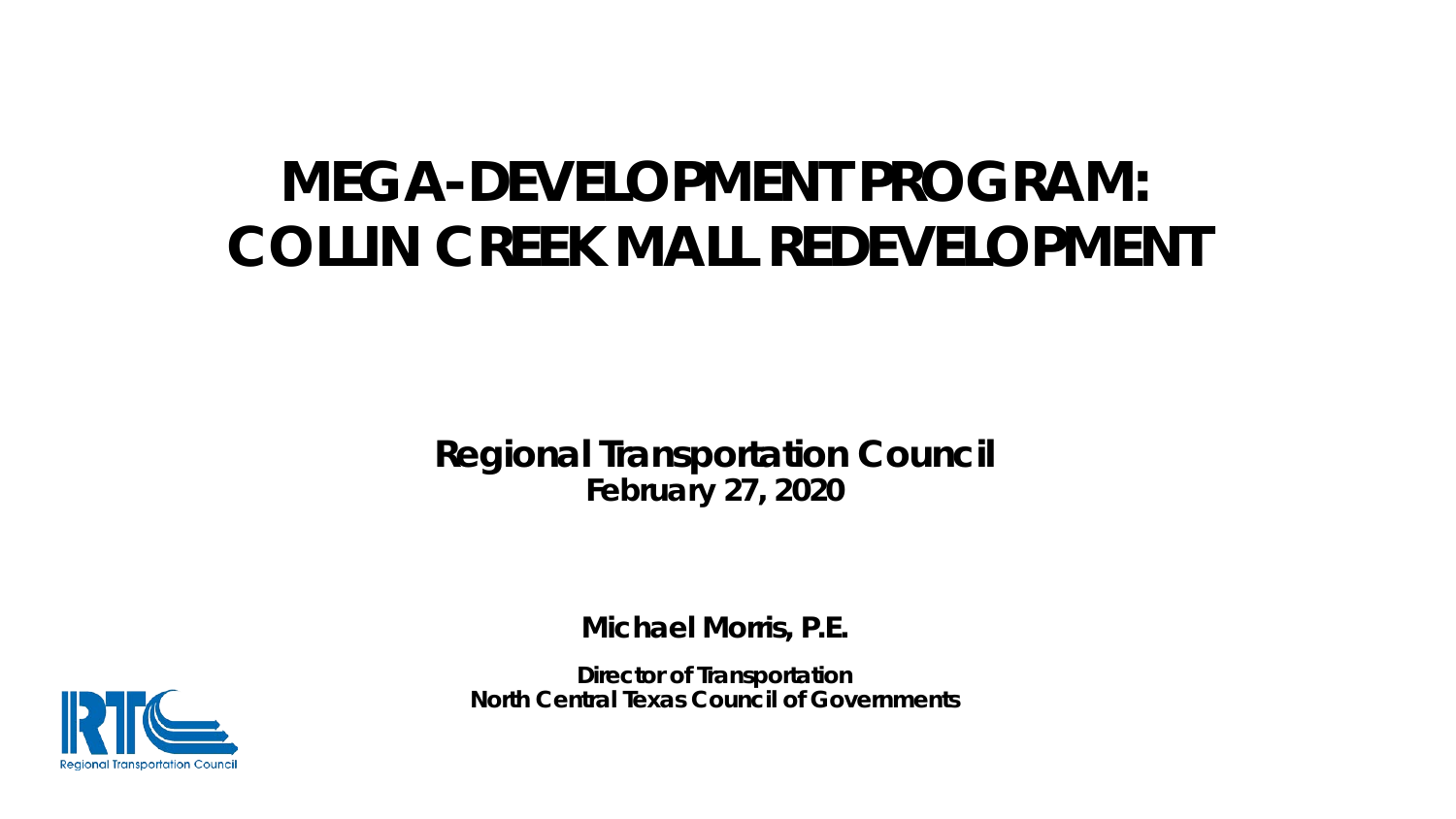# MEGA-DEVELOPMENT PROGRAM: COLLIN CREEK MALL REDEVELOPMENT

**Regional Transportation Council**
**February 27, 2020**

**Michael Morris, P.E.**

**Director of Transportation**
**North Central Texas Council of Governments**

Regional Transportation Council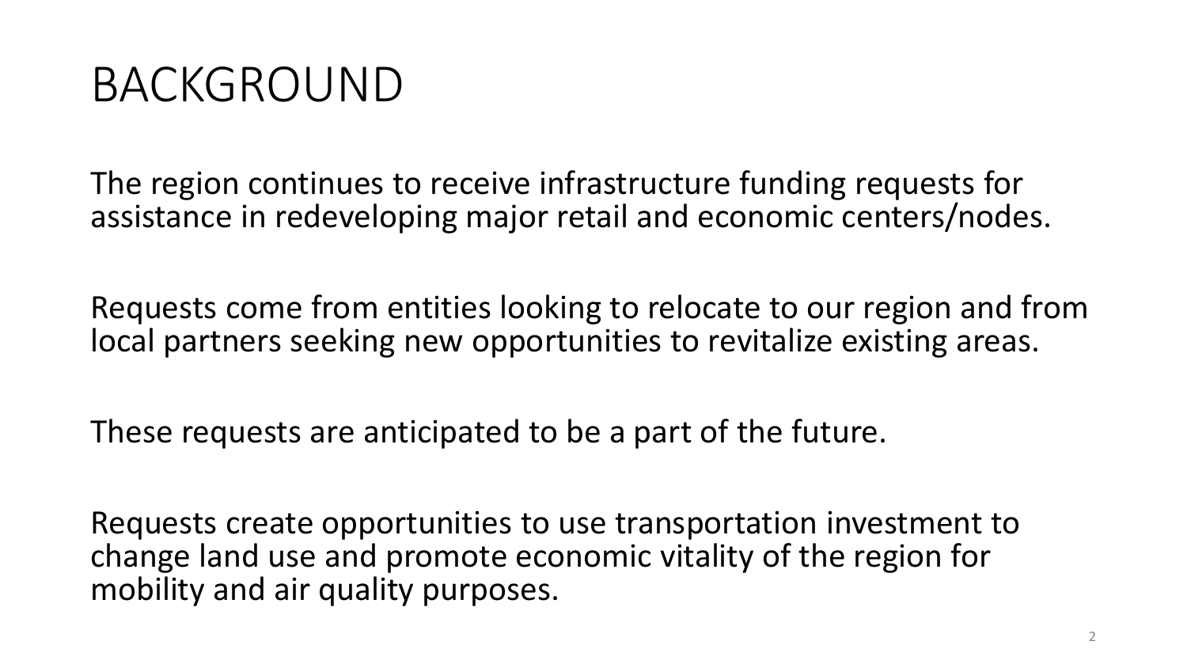# BACKGROUND

The region continues to receive infrastructure funding requests for assistance in redeveloping major retail and economic centers/nodes.

Requests come from entities looking to relocate to our region and from local partners seeking new opportunities to revitalize existing areas.

These requests are anticipated to be a part of the future.

Requests create opportunities to use transportation investment to change land use and promote economic vitality of the region for mobility and air quality purposes.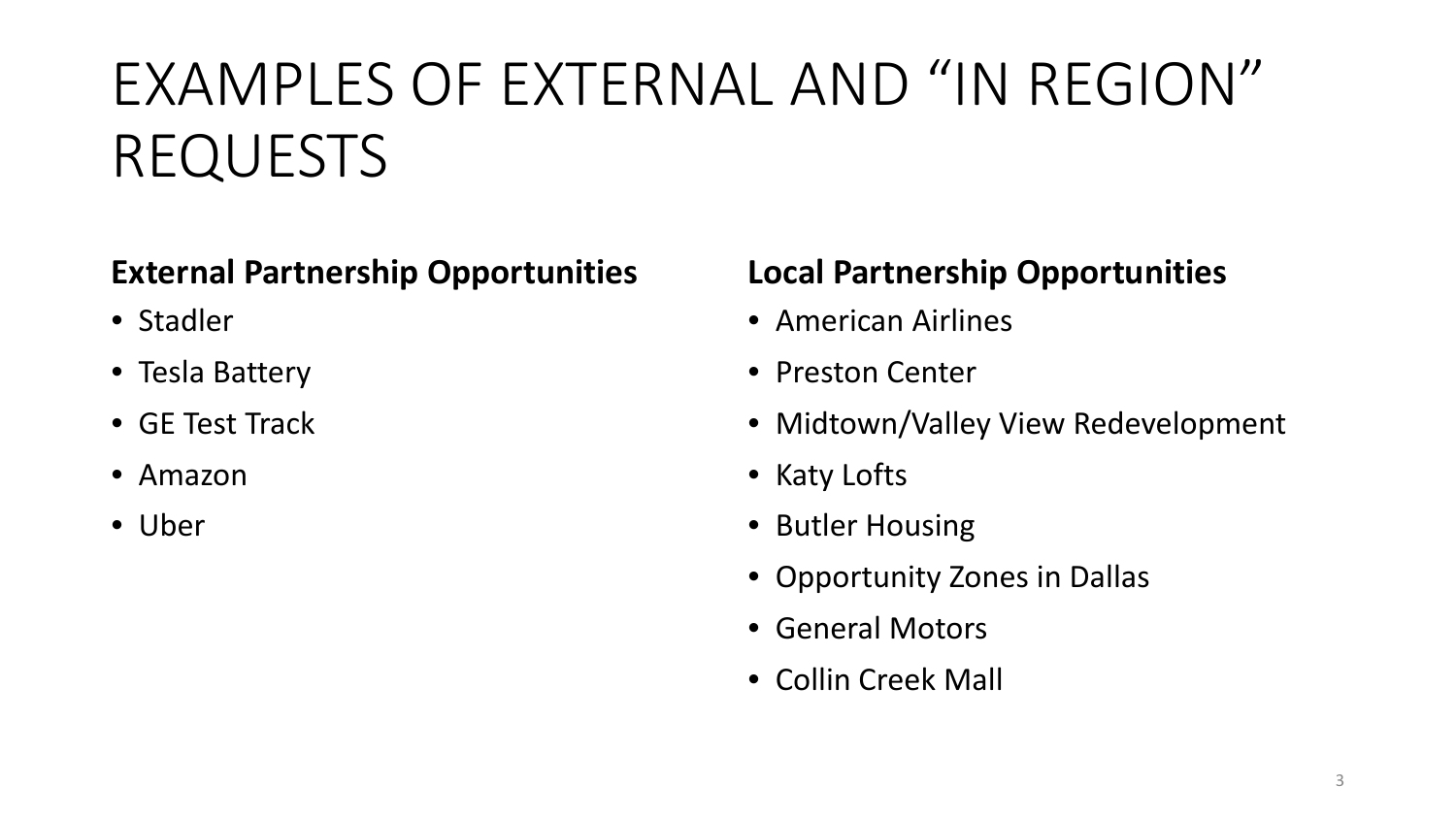# EXAMPLES OF EXTERNAL AND "IN REGION" REQUESTS

**External Partnership Opportunities**

- Stadler
- Tesla Battery
- GE Test Track
- Amazon
- Uber

**Local Partnership Opportunities**

- American Airlines
- Preston Center
- Midtown/Valley View Redevelopment
- Katy Lofts
- Butler Housing
- Opportunity Zones in Dallas
- General Motors
- Collin Creek Mall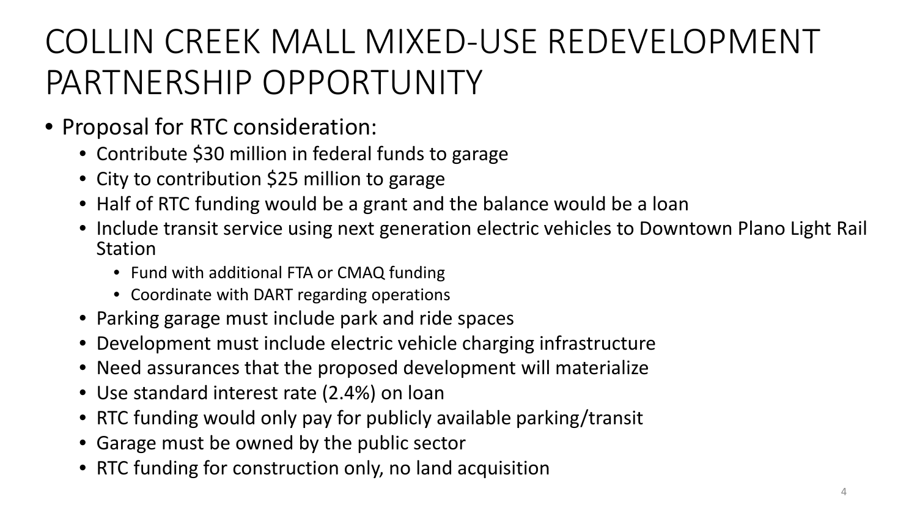# COLLIN CREEK MALL MIXED-USE REDEVELOPMENT PARTNERSHIP OPPORTUNITY

- Proposal for RTC consideration:
  - Contribute $30 million in federal funds to garage
  - City to contribution $25 million to garage
  - Half of RTC funding would be a grant and the balance would be a loan
  - Include transit service using next generation electric vehicles to Downtown Plano Light Rail Station
    - Fund with additional FTA or CMAQ funding
    - Coordinate with DART regarding operations
  - Parking garage must include park and ride spaces
  - Development must include electric vehicle charging infrastructure
  - Need assurances that the proposed development will materialize
  - Use standard interest rate (2.4%) on loan
  - RTC funding would only pay for publicly available parking/transit
  - Garage must be owned by the public sector
  - RTC funding for construction only, no land acquisition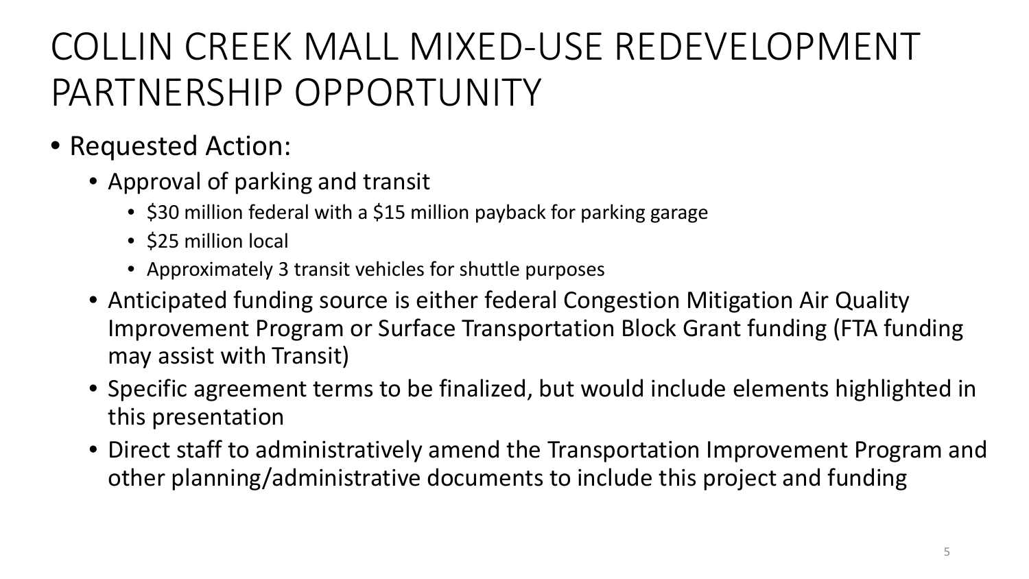# COLLIN CREEK MALL MIXED-USE REDEVELOPMENT PARTNERSHIP OPPORTUNITY

- Requested Action:
  - Approval of parking and transit
    - $30 million federal with a $15 million payback for parking garage
    - $25 million local
    - Approximately 3 transit vehicles for shuttle purposes
  - Anticipated funding source is either federal Congestion Mitigation Air Quality Improvement Program or Surface Transportation Block Grant funding (FTA funding may assist with Transit)
  - Specific agreement terms to be finalized, but would include elements highlighted in this presentation
  - Direct staff to administratively amend the Transportation Improvement Program and other planning/administrative documents to include this project and funding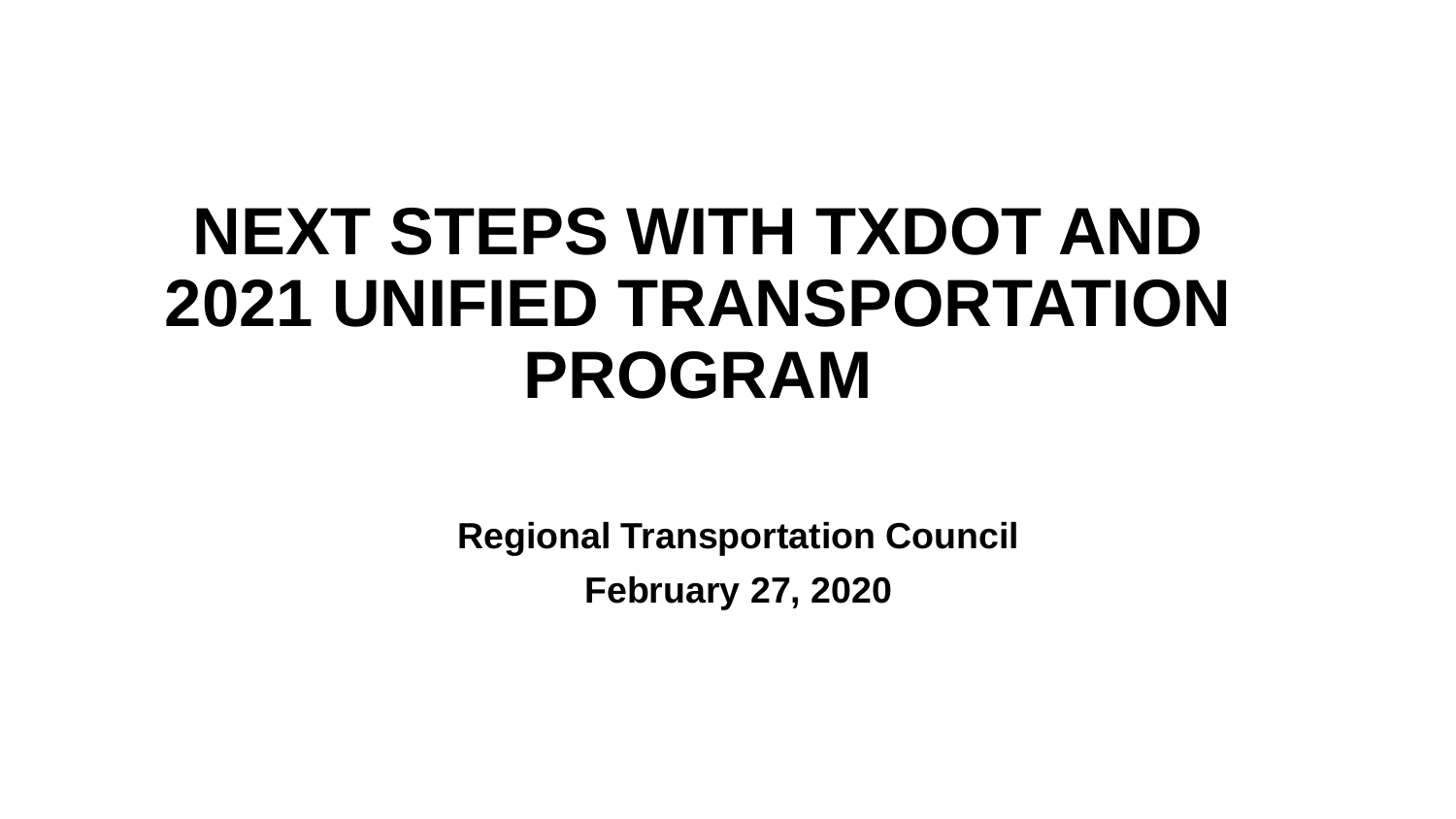# NEXT STEPS WITH TXDOT AND 2021 UNIFIED TRANSPORTATION PROGRAM

**Regional Transportation Council**

**February 27, 2020**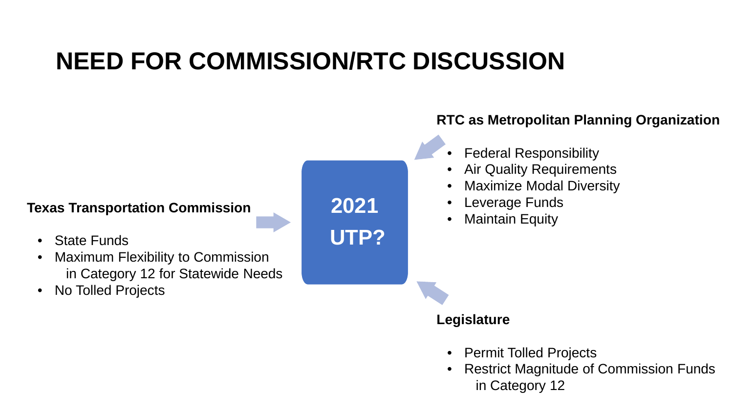# NEED FOR COMMISSION/RTC DISCUSSION

**Texas Transportation Commission**

- State Funds
- Maximum Flexibility to Commission in Category 12 for Statewide Needs
- No Tolled Projects

**2021 UTP?**

**RTC as Metropolitan Planning Organization**

- Federal Responsibility
- Air Quality Requirements
- Maximize Modal Diversity
- Leverage Funds
- Maintain Equity

**Legislature**

- Permit Tolled Projects
- Restrict Magnitude of Commission Funds in Category 12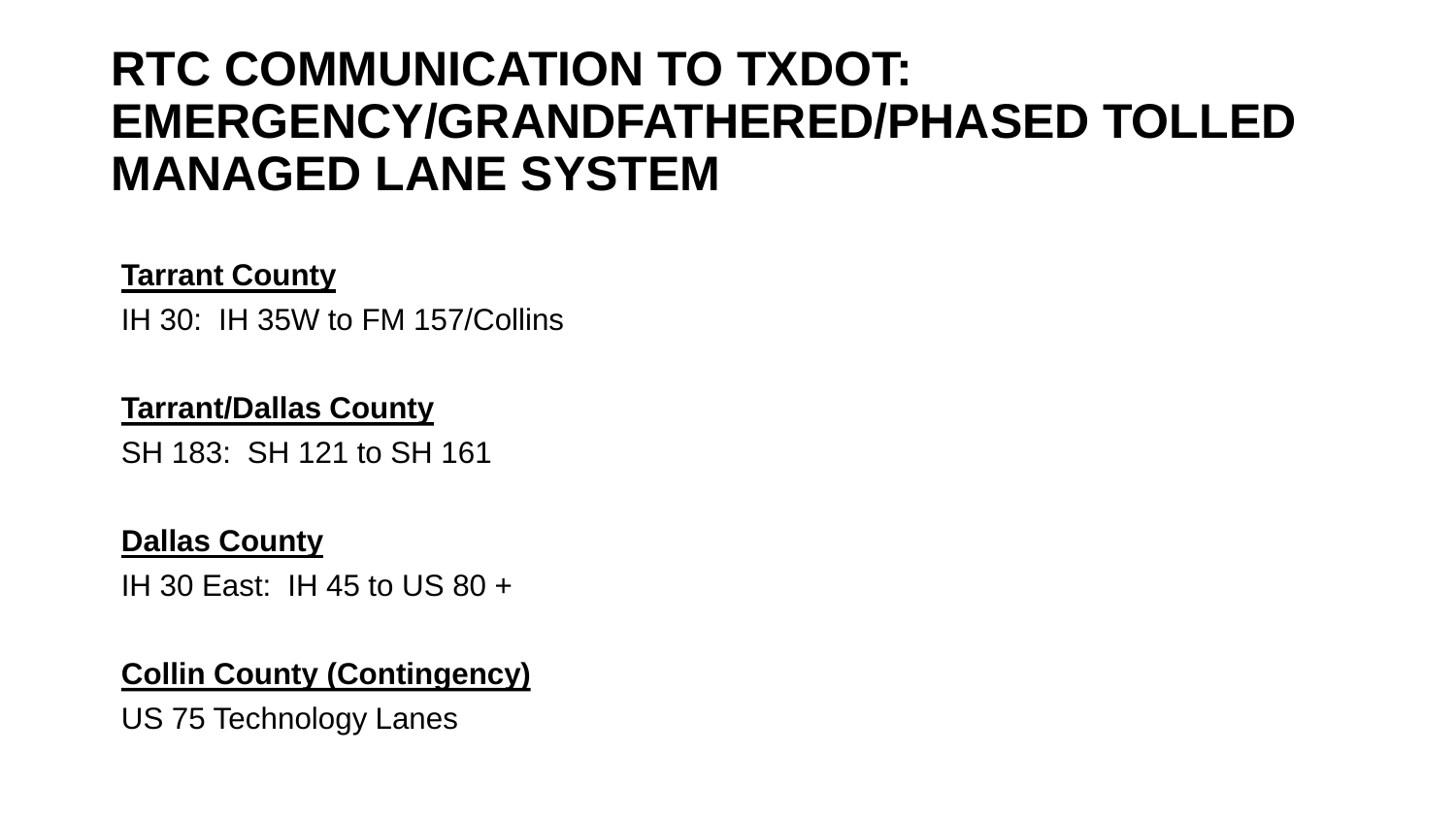# RTC COMMUNICATION TO TXDOT: EMERGENCY/GRANDFATHERED/PHASED TOLLED MANAGED LANE SYSTEM

**<u>Tarrant County</u>**

IH 30: IH 35W to FM 157/Collins

**<u>Tarrant/Dallas County</u>**

SH 183: SH 121 to SH 161

**<u>Dallas County</u>**

IH 30 East: IH 45 to US 80 +

**<u>Collin County (Contingency)</u>**

US 75 Technology Lanes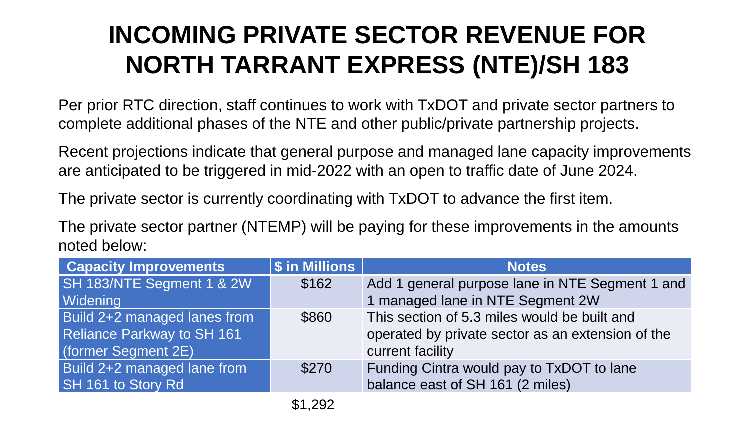# INCOMING PRIVATE SECTOR REVENUE FOR NORTH TARRANT EXPRESS (NTE)/SH 183

Per prior RTC direction, staff continues to work with TxDOT and private sector partners to complete additional phases of the NTE and other public/private partnership projects.

Recent projections indicate that general purpose and managed lane capacity improvements are anticipated to be triggered in mid-2022 with an open to traffic date of June 2024.

The private sector is currently coordinating with TxDOT to advance the first item.

The private sector partner (NTEMP) will be paying for these improvements in the amounts noted below:

| Capacity Improvements | $ in Millions | Notes |
| --- | --- | --- |
| SH 183/NTE Segment 1 & 2W Widening | $162 | Add 1 general purpose lane in NTE Segment 1 and 1 managed lane in NTE Segment 2W |
| Build 2+2 managed lanes from Reliance Parkway to SH 161 (former Segment 2E) | $860 | This section of 5.3 miles would be built and operated by private sector as an extension of the current facility |
| Build 2+2 managed lane from SH 161 to Story Rd | $270 | Funding Cintra would pay to TxDOT to lane balance east of SH 161 (2 miles) |
| | $1,292 | |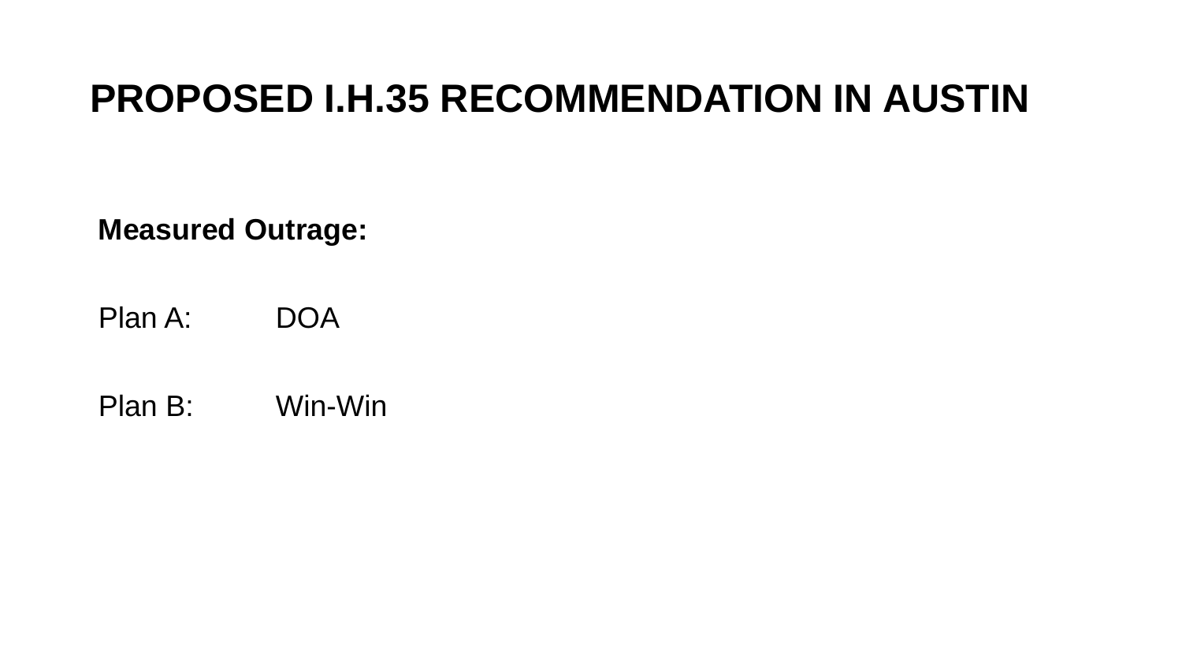# PROPOSED I.H.35 RECOMMENDATION IN AUSTIN

**Measured Outrage:**

Plan A: DOA

Plan B: Win-Win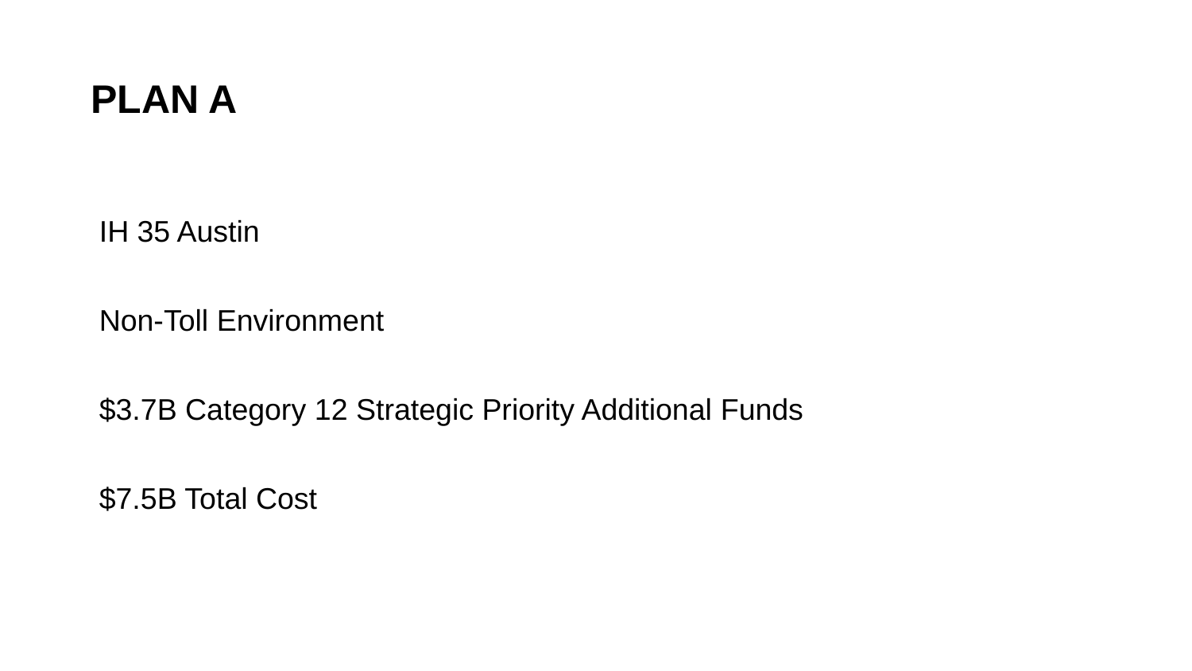# PLAN A

IH 35 Austin

Non-Toll Environment

$3.7B Category 12 Strategic Priority Additional Funds

$7.5B Total Cost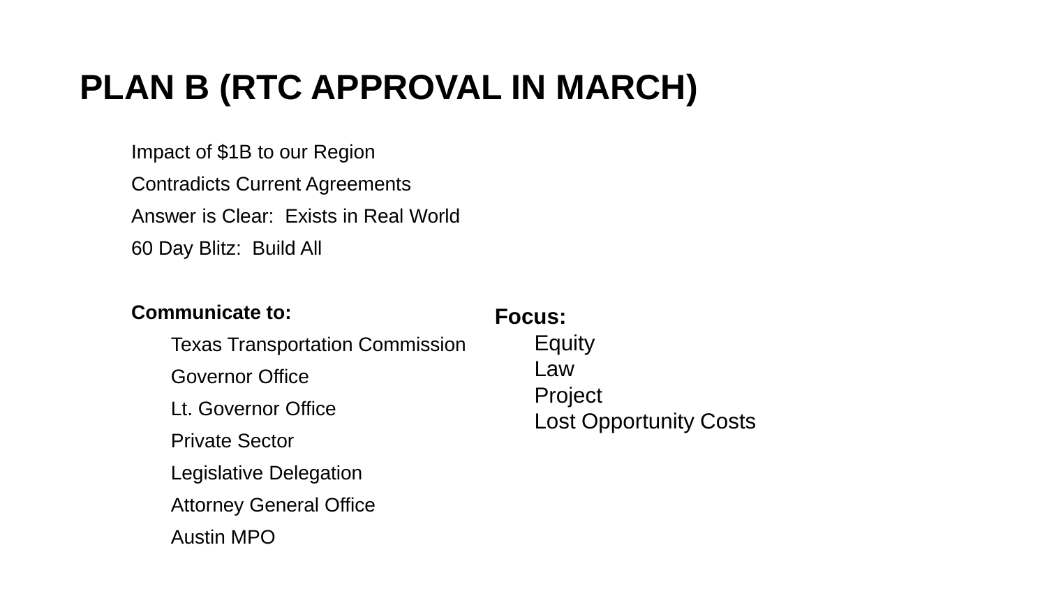# PLAN B (RTC APPROVAL IN MARCH)

Impact of $1B to our Region

Contradicts Current Agreements

Answer is Clear:  Exists in Real World

60 Day Blitz:  Build All

**Communicate to:**

- Texas Transportation Commission
- Governor Office
- Lt. Governor Office
- Private Sector
- Legislative Delegation
- Attorney General Office
- Austin MPO

**Focus:**

- Equity
- Law
- Project
- Lost Opportunity Costs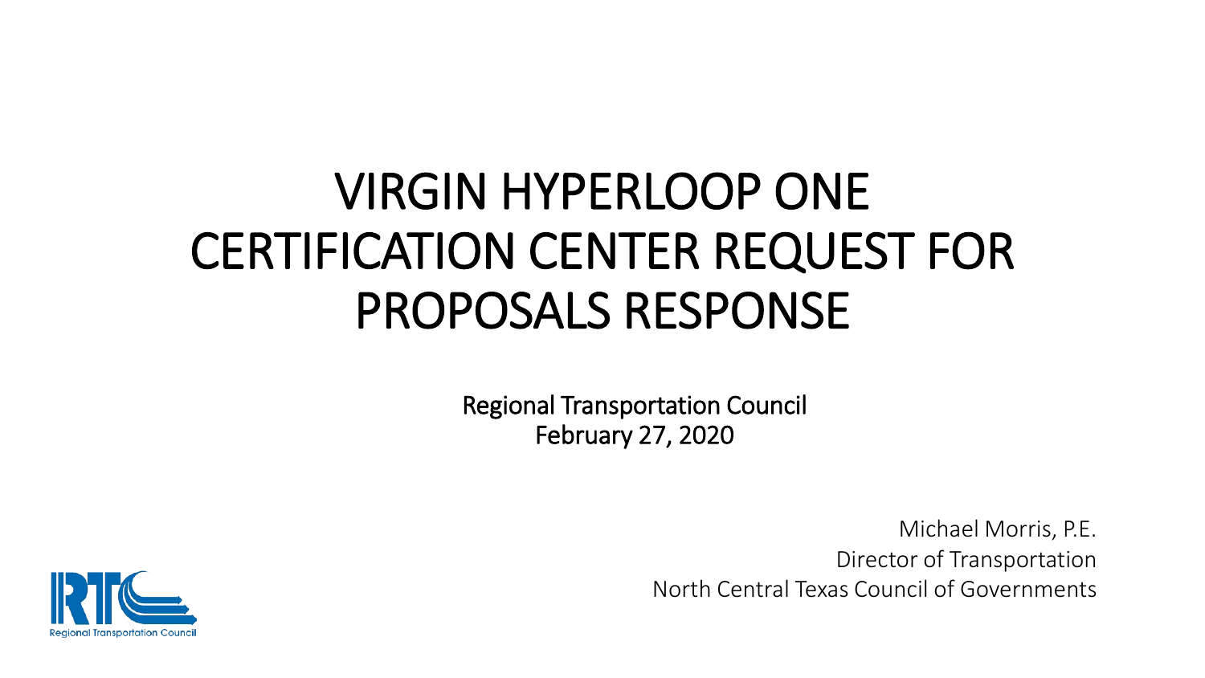# VIRGIN HYPERLOOP ONE CERTIFICATION CENTER REQUEST FOR PROPOSALS RESPONSE

Regional Transportation Council
February 27, 2020

Michael Morris, P.E.
Director of Transportation
North Central Texas Council of Governments

Regional Transportation Council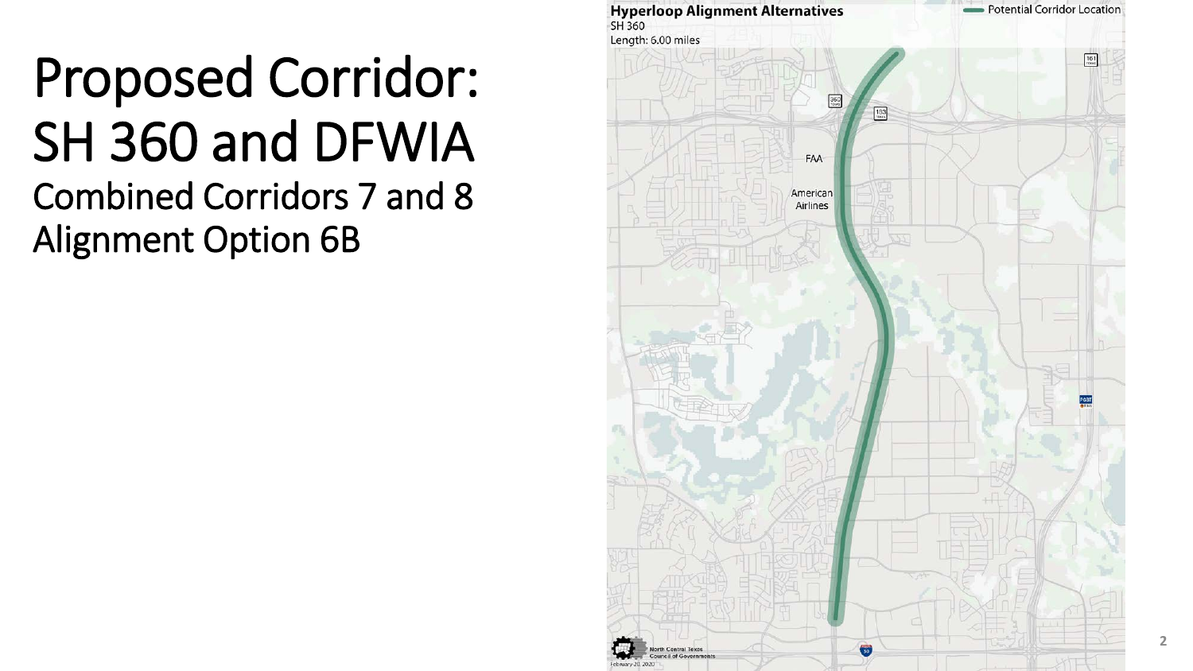# Proposed Corridor: SH 360 and DFWIA

## Combined Corridors 7 and 8

## Alignment Option 6B

**Hyperloop Alignment Alternatives**

SH 360

Length: 6.00 miles

Potential Corridor Location

FAA

American Airlines

North Central Texas Council of Governments

February 20, 2020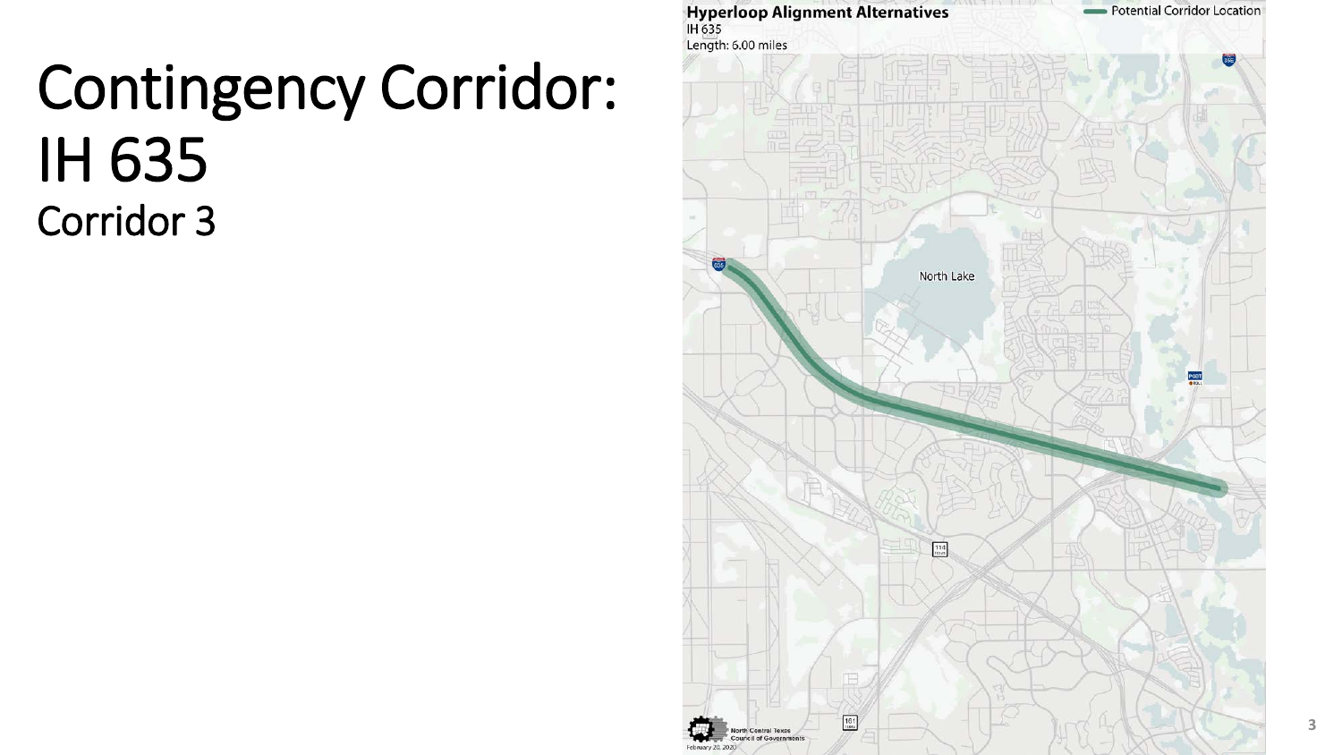# Contingency Corridor: IH 635

## Corridor 3

**Hyperloop Alignment Alternatives**
IH 635
Length: 6.00 miles

Potential Corridor Location

North Lake

North Central Texas Council of Governments
February 20, 2020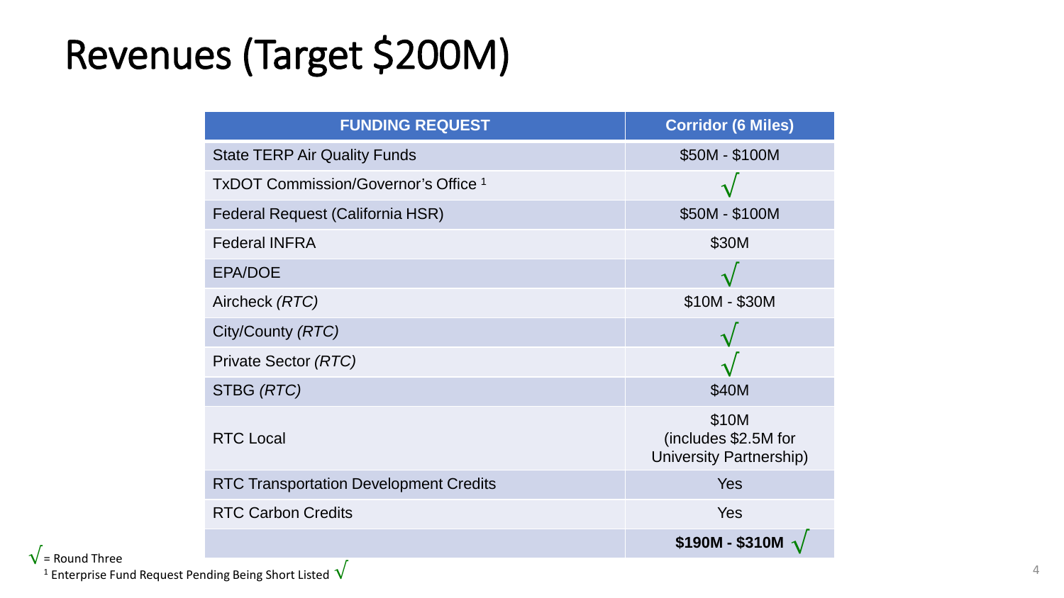# Revenues (Target $200M)

| FUNDING REQUEST | Corridor (6 Miles) |
| --- | --- |
| State TERP Air Quality Funds | $50M - $100M |
| TxDOT Commission/Governor's Office [1] | √ |
| Federal Request (California HSR) | $50M - $100M |
| Federal INFRA | $30M |
| EPA/DOE | √ |
| Aircheck *(RTC)* | $10M - $30M |
| City/County *(RTC)* | √ |
| Private Sector *(RTC)* | √ |
| STBG *(RTC)* | $40M |
| RTC Local | $10M (includes $2.5M for University Partnership) |
| RTC Transportation Development Credits | Yes |
| RTC Carbon Credits | Yes |
| | **$190M - $310M** √ |

√ = Round Three

[1] Enterprise Fund Request Pending Being Short Listed √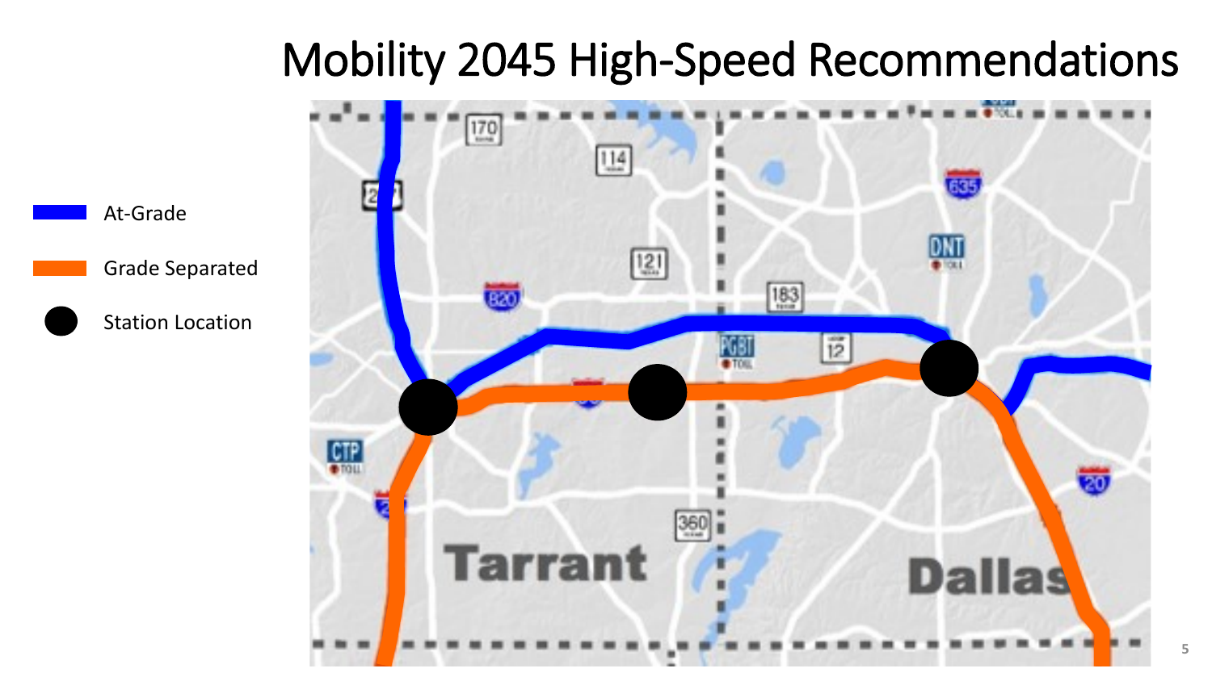# Mobility 2045 High-Speed Recommendations

- At-Grade
- Grade Separated
- Station Location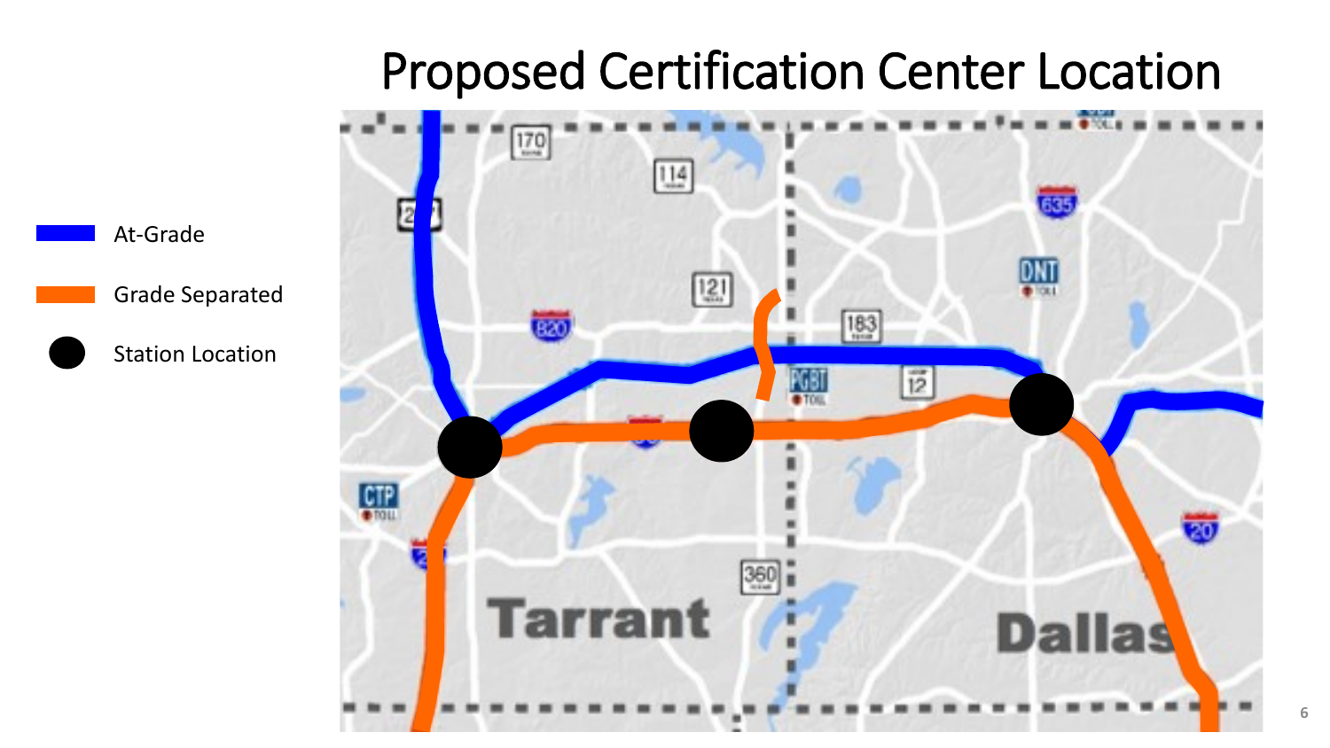# Proposed Certification Center Location

- At-Grade
- Grade Separated
- Station Location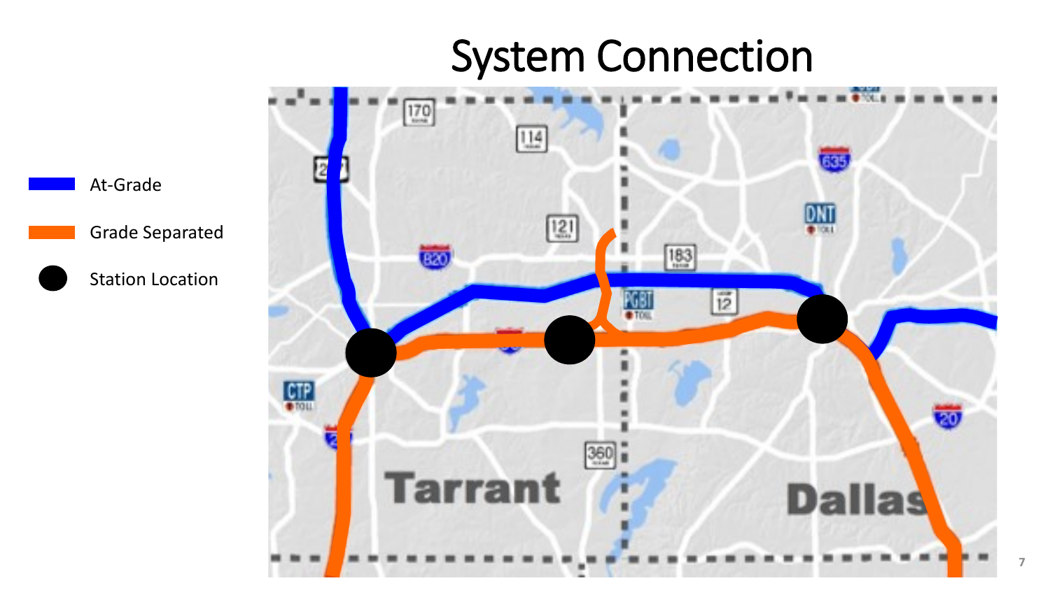# System Connection

- At-Grade
- Grade Separated
- Station Location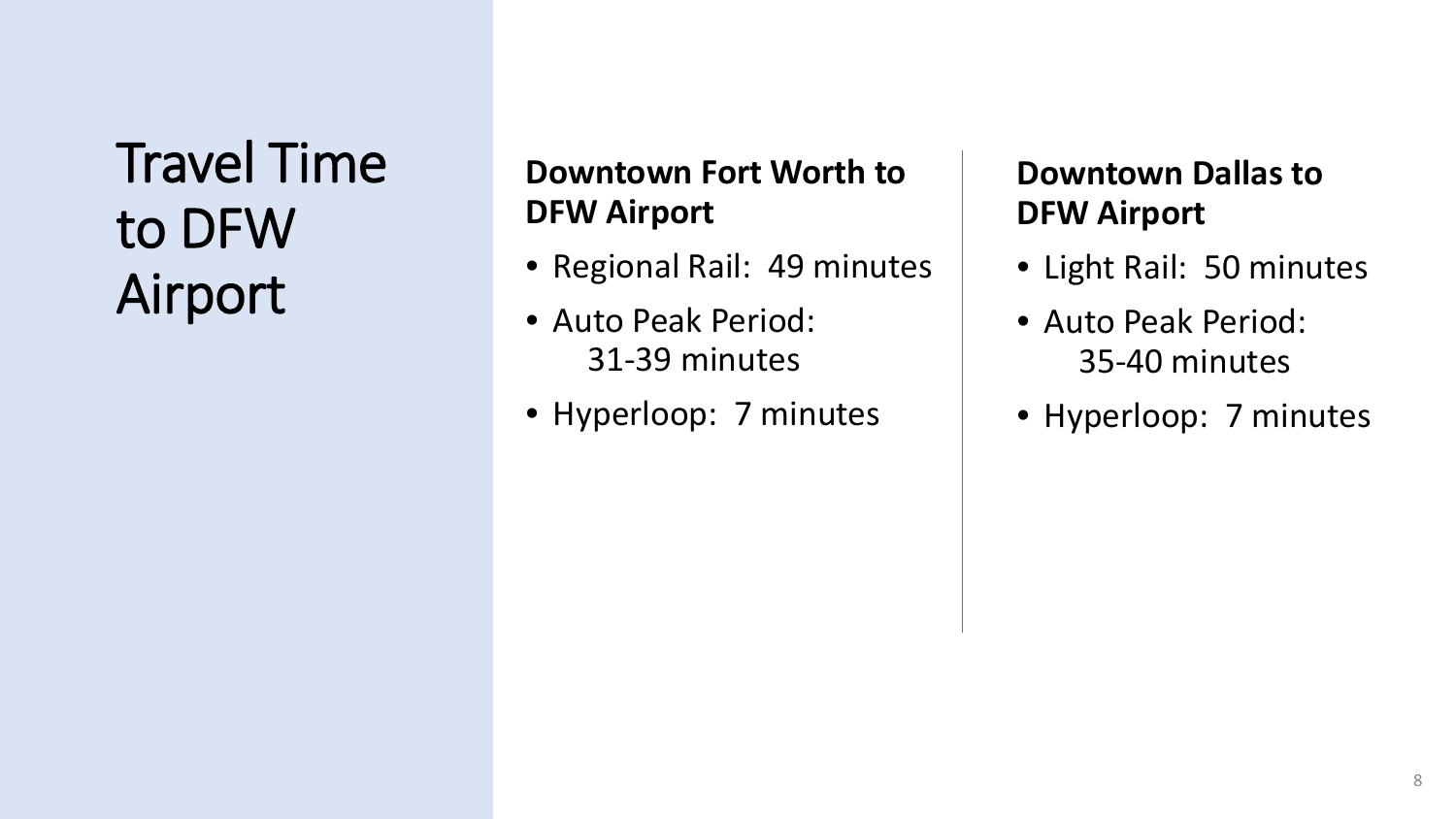# Travel Time to DFW Airport

**Downtown Fort Worth to DFW Airport**

- Regional Rail: 49 minutes
- Auto Peak Period: 31-39 minutes
- Hyperloop: 7 minutes

**Downtown Dallas to DFW Airport**

- Light Rail: 50 minutes
- Auto Peak Period: 35-40 minutes
- Hyperloop: 7 minutes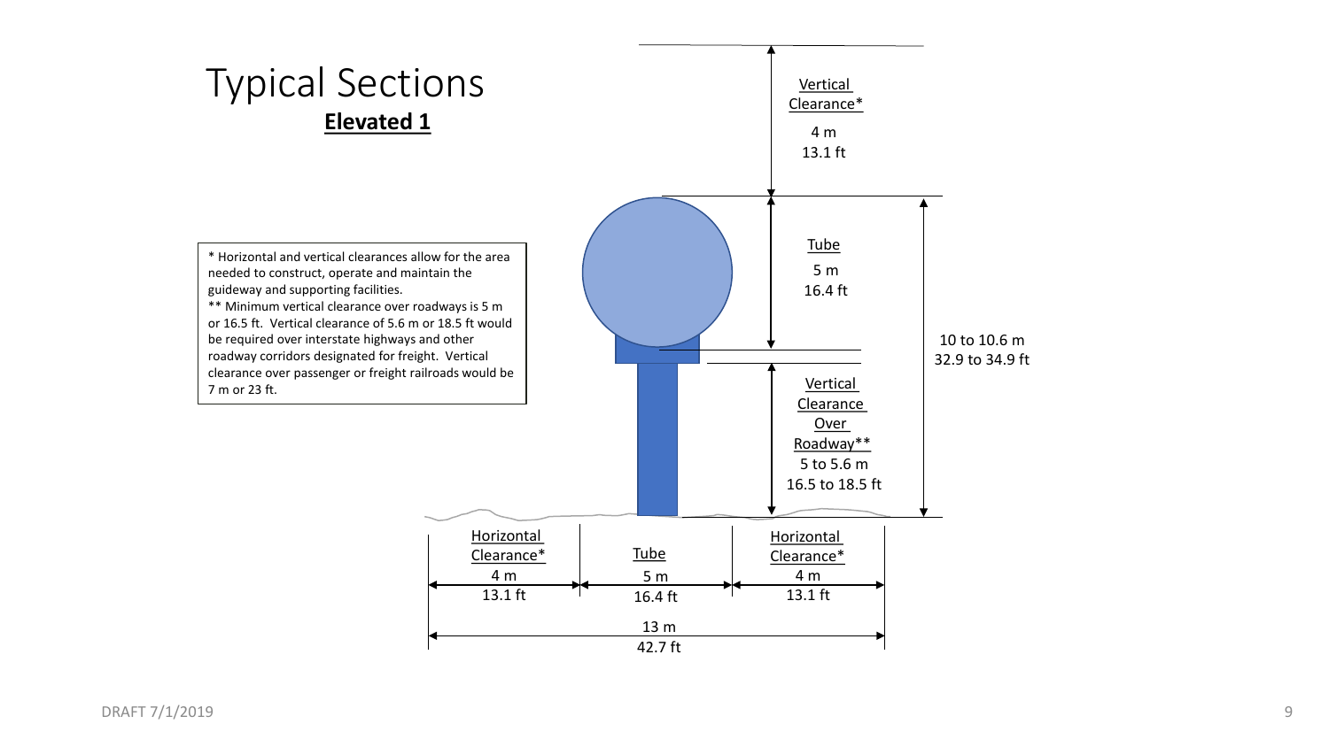# Typical Sections

## Elevated 1

* Horizontal and vertical clearances allow for the area needed to construct, operate and maintain the guideway and supporting facilities.
** Minimum vertical clearance over roadways is 5 m or 16.5 ft. Vertical clearance of 5.6 m or 18.5 ft would be required over interstate highways and other roadway corridors designated for freight. Vertical clearance over passenger or freight railroads would be 7 m or 23 ft.

Vertical Clearance*
4 m
13.1 ft

Tube
5 m
16.4 ft

Vertical Clearance Over Roadway**
5 to 5.6 m
16.5 to 18.5 ft

10 to 10.6 m
32.9 to 34.9 ft

Horizontal Clearance*
4 m
13.1 ft

Tube
5 m
16.4 ft

Horizontal Clearance*
4 m
13.1 ft

13 m
42.7 ft

DRAFT 7/1/2019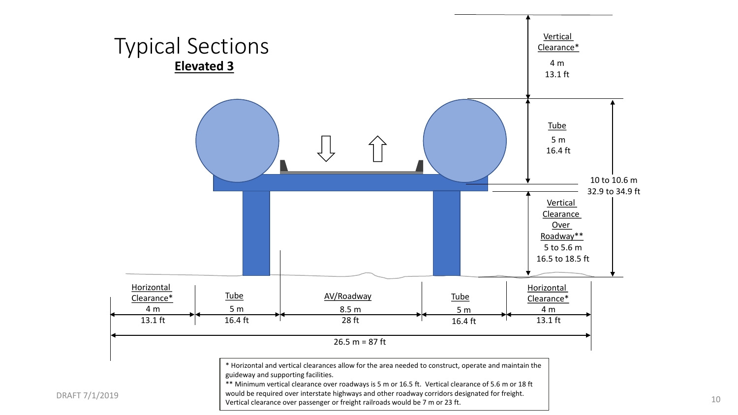# Typical Sections

**Elevated 3**

Vertical Clearance*
4 m
13.1 ft

Tube
5 m
16.4 ft

10 to 10.6 m
32.9 to 34.9 ft

Vertical Clearance Over Roadway**
5 to 5.6 m
16.5 to 18.5 ft

| Horizontal Clearance* | Tube | AV/Roadway | Tube | Horizontal Clearance* |
|---|---|---|---|---|
| 4 m | 5 m | 8.5 m | 5 m | 4 m |
| 13.1 ft | 16.4 ft | 28 ft | 16.4 ft | 13.1 ft |

26.5 m = 87 ft

\* Horizontal and vertical clearances allow for the area needed to construct, operate and maintain the guideway and supporting facilities.
\** Minimum vertical clearance over roadways is 5 m or 16.5 ft. Vertical clearance of 5.6 m or 18 ft would be required over interstate highways and other roadway corridors designated for freight. Vertical clearance over passenger or freight railroads would be 7 m or 23 ft.

DRAFT 7/1/2019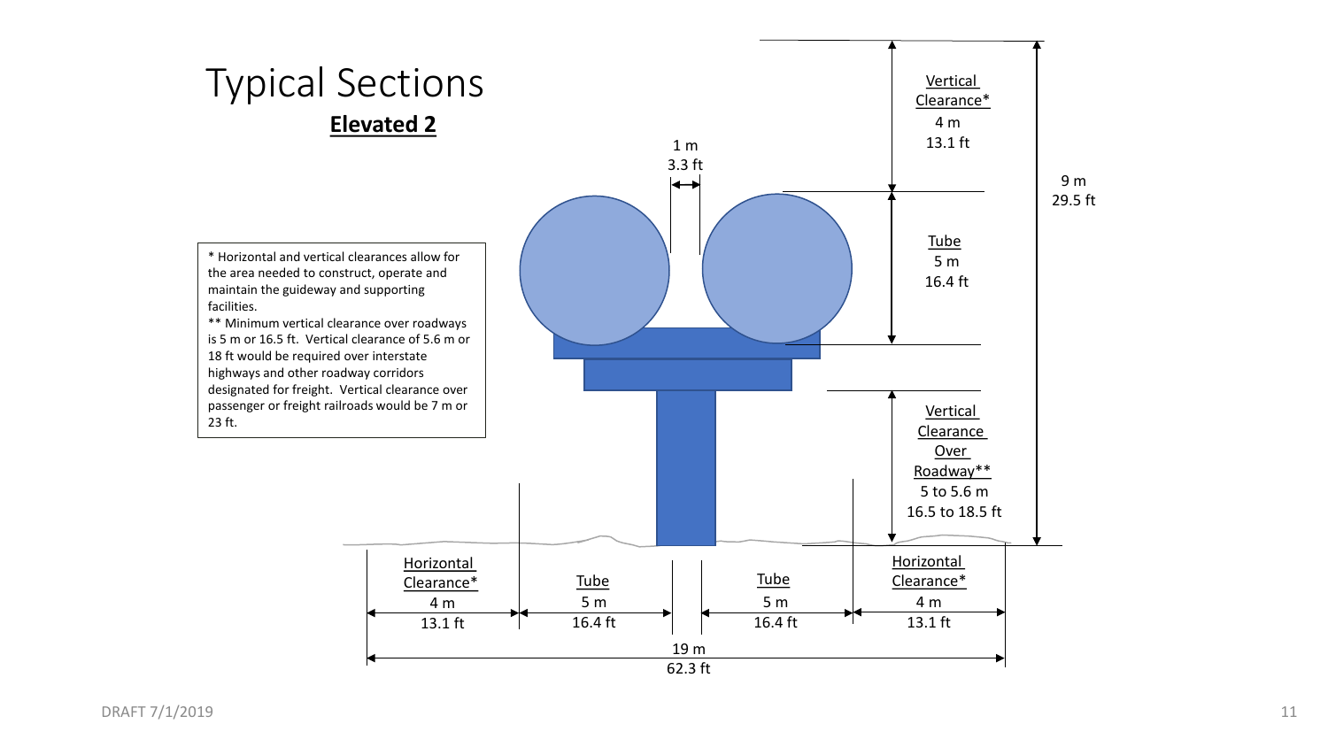# Typical Sections

## Elevated 2

* Horizontal and vertical clearances allow for the area needed to construct, operate and maintain the guideway and supporting facilities.
** Minimum vertical clearance over roadways is 5 m or 16.5 ft. Vertical clearance of 5.6 m or 18 ft would be required over interstate highways and other roadway corridors designated for freight. Vertical clearance over passenger or freight railroads would be 7 m or 23 ft.

Vertical Clearance*
4 m
13.1 ft

1 m
3.3 ft

9 m
29.5 ft

Tube
5 m
16.4 ft

Vertical Clearance Over Roadway**
5 to 5.6 m
16.5 to 18.5 ft

Horizontal Clearance*
4 m
13.1 ft

Tube
5 m
16.4 ft

Tube
5 m
16.4 ft

Horizontal Clearance*
4 m
13.1 ft

19 m
62.3 ft

DRAFT 7/1/2019